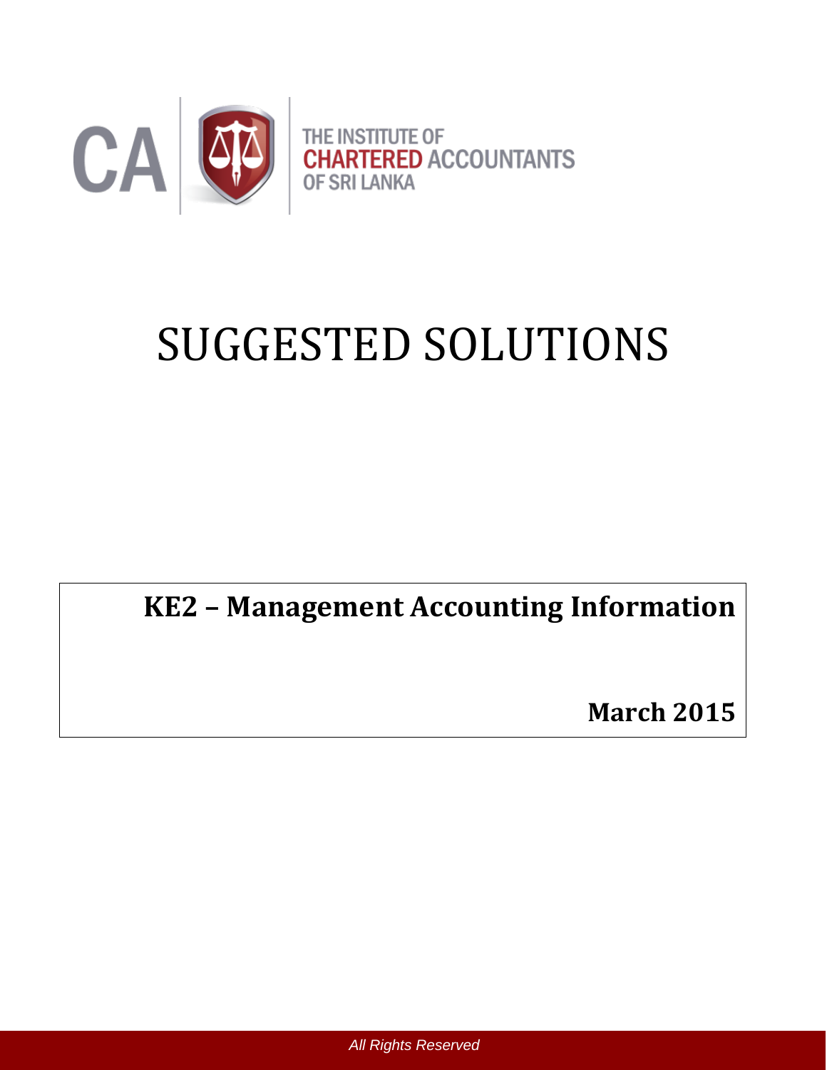CA

THE INSTITUTE OF
CHARTERED ACCOUNTANTS
OF SRI LANKA

# SUGGESTED SOLUTIONS

**KE2 – Management Accounting Information**

**March 2015**

*All Rights Reserved*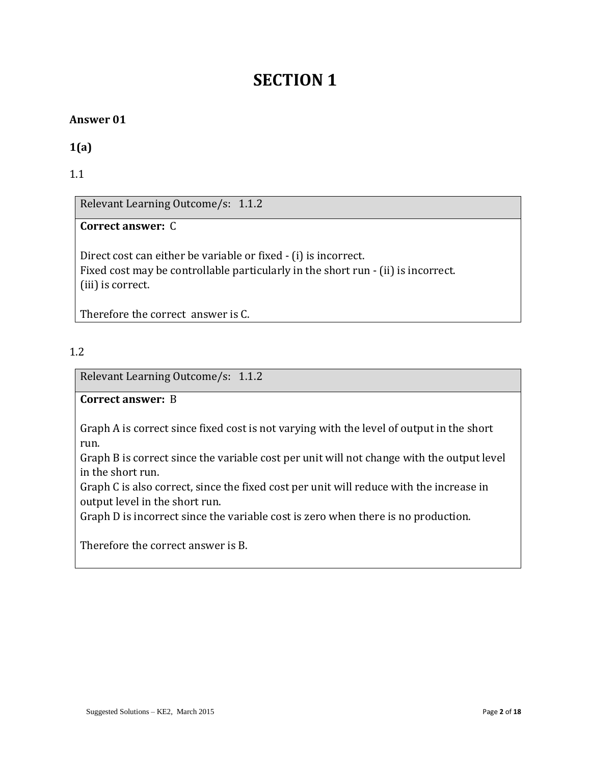# SECTION 1

**Answer 01**

**1(a)**

1.1

| Relevant Learning Outcome/s: 1.1.2 |
|---|
| **Correct answer:** C<br><br>Direct cost can either be variable or fixed - (i) is incorrect.<br>Fixed cost may be controllable particularly in the short run - (ii) is incorrect.<br>(iii) is correct.<br><br>Therefore the correct answer is C. |

1.2

| Relevant Learning Outcome/s: 1.1.2 |
|---|
| **Correct answer:** B<br><br>Graph A is correct since fixed cost is not varying with the level of output in the short run.<br>Graph B is correct since the variable cost per unit will not change with the output level in the short run.<br>Graph C is also correct, since the fixed cost per unit will reduce with the increase in output level in the short run.<br>Graph D is incorrect since the variable cost is zero when there is no production.<br><br>Therefore the correct answer is B. |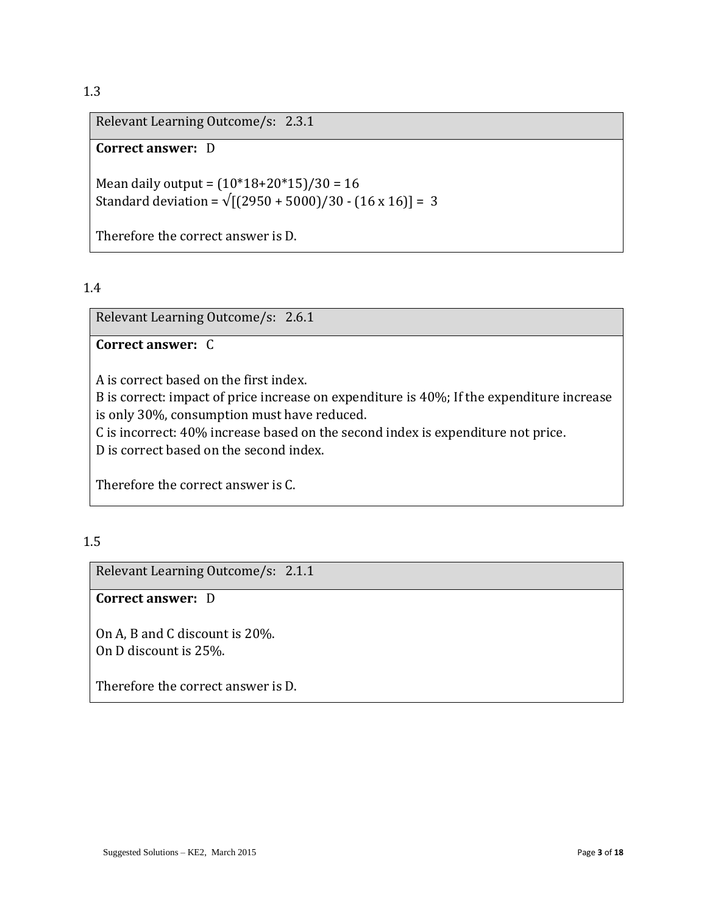1.3

| Relevant Learning Outcome/s: 2.3.1 |
|---|
| **Correct answer:** D<br><br>Mean daily output = $(10*18+20*15)/30 = 16$<br>Standard deviation = $\sqrt{[(2950 + 5000)/30 - (16 \times 16)]} = 3$<br><br>Therefore the correct answer is D. |

1.4

| Relevant Learning Outcome/s: 2.6.1 |
|---|
| **Correct answer:** C<br><br>A is correct based on the first index.<br>B is correct: impact of price increase on expenditure is 40%; If the expenditure increase is only 30%, consumption must have reduced.<br>C is incorrect: 40% increase based on the second index is expenditure not price.<br>D is correct based on the second index.<br><br>Therefore the correct answer is C. |

1.5

| Relevant Learning Outcome/s: 2.1.1 |
|---|
| **Correct answer:** D<br><br>On A, B and C discount is 20%.<br>On D discount is 25%.<br><br>Therefore the correct answer is D. |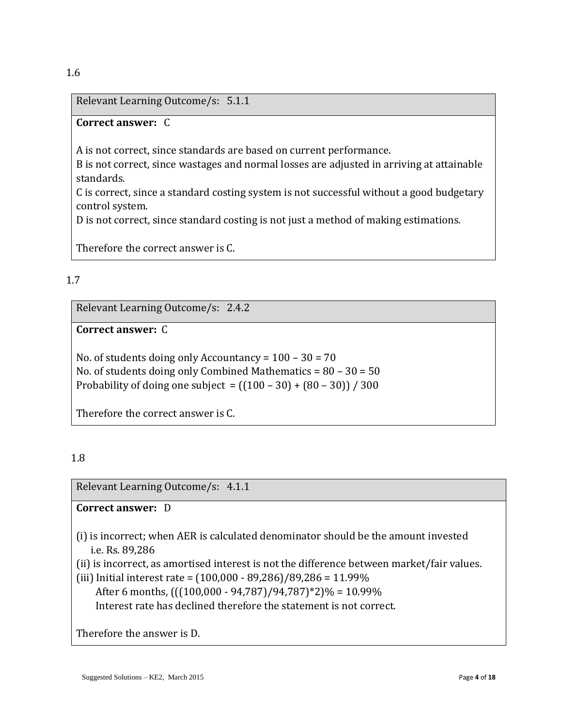1.6

| Relevant Learning Outcome/s: 5.1.1 |
| --- |
| **Correct answer:** C<br><br>A is not correct, since standards are based on current performance.<br>B is not correct, since wastages and normal losses are adjusted in arriving at attainable standards.<br>C is correct, since a standard costing system is not successful without a good budgetary control system.<br>D is not correct, since standard costing is not just a method of making estimations.<br><br>Therefore the correct answer is C. |

1.7

| Relevant Learning Outcome/s: 2.4.2 |
| --- |
| **Correct answer:** C<br><br>No. of students doing only Accountancy = 100 – 30 = 70<br>No. of students doing only Combined Mathematics = 80 – 30 = 50<br>Probability of doing one subject = ((100 – 30) + (80 – 30)) / 300<br><br>Therefore the correct answer is C. |

1.8

| Relevant Learning Outcome/s: 4.1.1 |
| --- |
| **Correct answer:** D<br><br>(i) is incorrect; when AER is calculated denominator should be the amount invested i.e. Rs. 89,286<br>(ii) is incorrect, as amortised interest is not the difference between market/fair values.<br>(iii) Initial interest rate = (100,000 - 89,286)/89,286 = 11.99%<br>After 6 months, (((100,000 - 94,787)/94,787)*2)% = 10.99%<br>Interest rate has declined therefore the statement is not correct.<br><br>Therefore the answer is D. |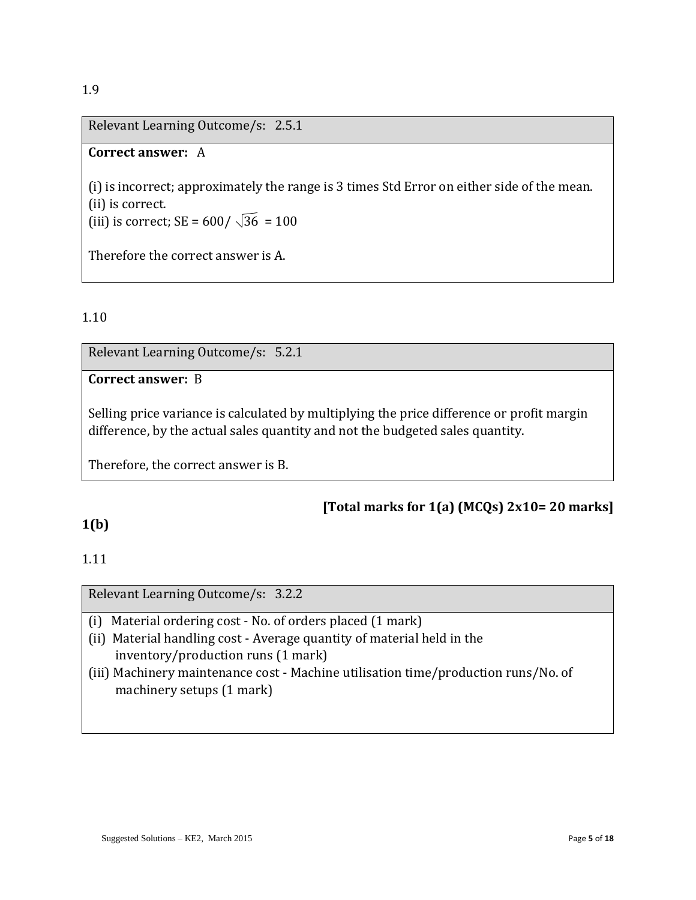1.9

| Relevant Learning Outcome/s: 2.5.1 |
|---|
| **Correct answer:** A<br><br>(i) is incorrect; approximately the range is 3 times Std Error on either side of the mean.<br>(ii) is correct.<br>(iii) is correct; SE = $600/\sqrt{36} = 100$<br><br>Therefore the correct answer is A. |

1.10

| Relevant Learning Outcome/s: 5.2.1 |
|---|
| **Correct answer:** B<br><br>Selling price variance is calculated by multiplying the price difference or profit margin difference, by the actual sales quantity and not the budgeted sales quantity.<br><br>Therefore, the correct answer is B. |

**[Total marks for 1(a) (MCQs) 2x10= 20 marks]**

**1(b)**

1.11

| Relevant Learning Outcome/s: 3.2.2 |
|---|
| (i) Material ordering cost - No. of orders placed (1 mark)<br>(ii) Material handling cost - Average quantity of material held in the inventory/production runs (1 mark)<br>(iii) Machinery maintenance cost - Machine utilisation time/production runs/No. of machinery setups (1 mark) |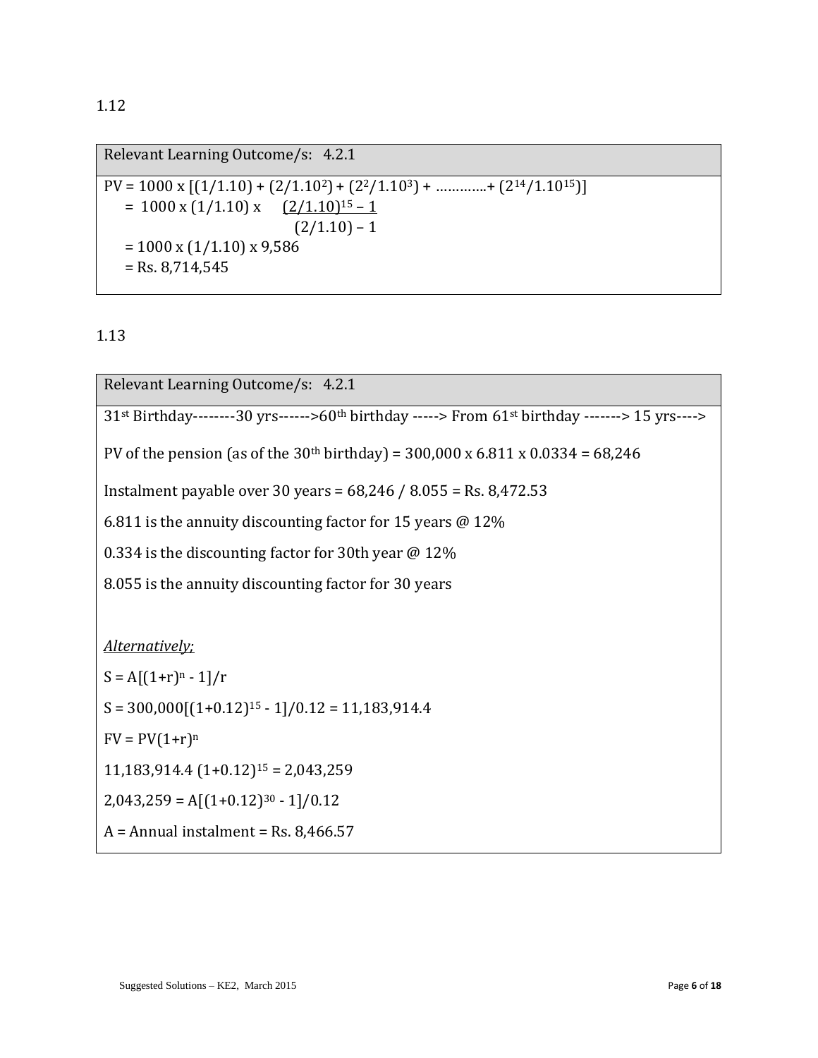1.12

| Relevant Learning Outcome/s: 4.2.1 |
|---|
| $PV = 1000 \times [(1/1.10) + (2/1.10^2) + (2^2/1.10^3) + \ldots\ldots\ldots\ldots + (2^{14}/1.10^{15})]$<br>$= 1000 \times (1/1.10) \times \dfrac{(2/1.10)^{15} - 1}{(2/1.10) - 1}$<br>$= 1000 \times (1/1.10) \times 9{,}586$<br>= Rs. 8,714,545 |

1.13

| Relevant Learning Outcome/s: 4.2.1 |
|---|
| 31st Birthday--------30 yrs------>60th birthday -----> From 61st birthday -------> 15 yrs----><br><br>PV of the pension (as of the 30th birthday) = 300,000 x 6.811 x 0.0334 = 68,246<br><br>Instalment payable over 30 years = 68,246 / 8.055 = Rs. 8,472.53<br><br>6.811 is the annuity discounting factor for 15 years @ 12%<br><br>0.334 is the discounting factor for 30th year @ 12%<br><br>8.055 is the annuity discounting factor for 30 years<br><br>*Alternatively;*<br><br>$S = A[(1+r)^n - 1]/r$<br><br>$S = 300{,}000[(1+0.12)^{15} - 1]/0.12 = 11{,}183{,}914.4$<br><br>$FV = PV(1+r)^n$<br><br>$11{,}183{,}914.4 \ (1+0.12)^{15} = 2{,}043{,}259$<br><br>$2{,}043{,}259 = A[(1+0.12)^{30} - 1]/0.12$<br><br>A = Annual instalment = Rs. 8,466.57 |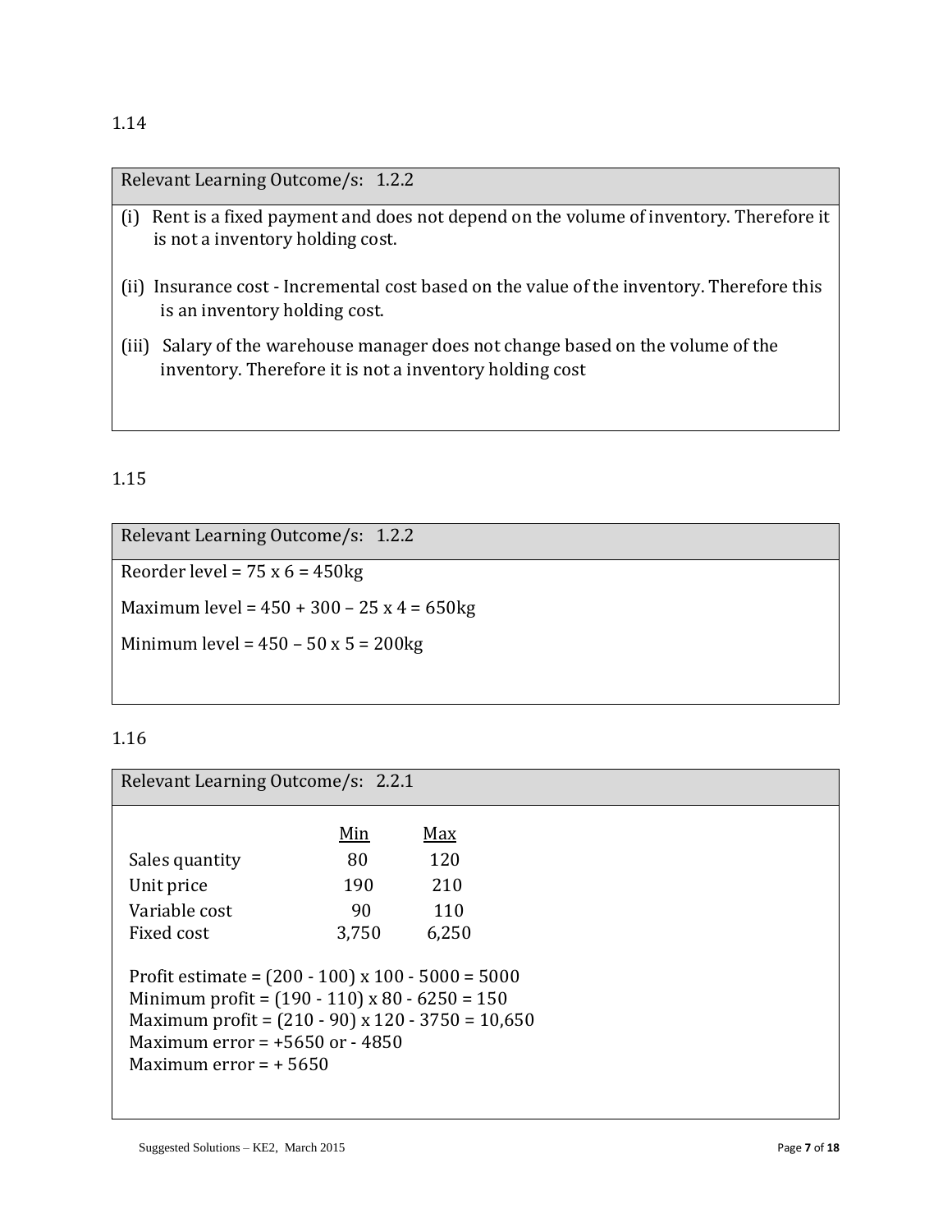1.14

| Relevant Learning Outcome/s: 1.2.2 |
|---|
| (i) Rent is a fixed payment and does not depend on the volume of inventory. Therefore it is not a inventory holding cost. |
| (ii) Insurance cost - Incremental cost based on the value of the inventory. Therefore this is an inventory holding cost. |
| (iii) Salary of the warehouse manager does not change based on the volume of the inventory. Therefore it is not a inventory holding cost |

1.15

| Relevant Learning Outcome/s: 1.2.2 |
|---|
| Reorder level = 75 x 6 = 450kg |
| Maximum level = 450 + 300 – 25 x 4 = 650kg |
| Minimum level = 450 – 50 x 5 = 200kg |

1.16

Relevant Learning Outcome/s: 2.2.1

| | Min | Max |
|---|---|---|
| Sales quantity | 80 | 120 |
| Unit price | 190 | 210 |
| Variable cost | 90 | 110 |
| Fixed cost | 3,750 | 6,250 |

Profit estimate = (200 - 100) x 100 - 5000 = 5000

Minimum profit = (190 - 110) x 80 - 6250 = 150

Maximum profit = (210 - 90) x 120 - 3750 = 10,650

Maximum error = +5650 or - 4850

Maximum error = + 5650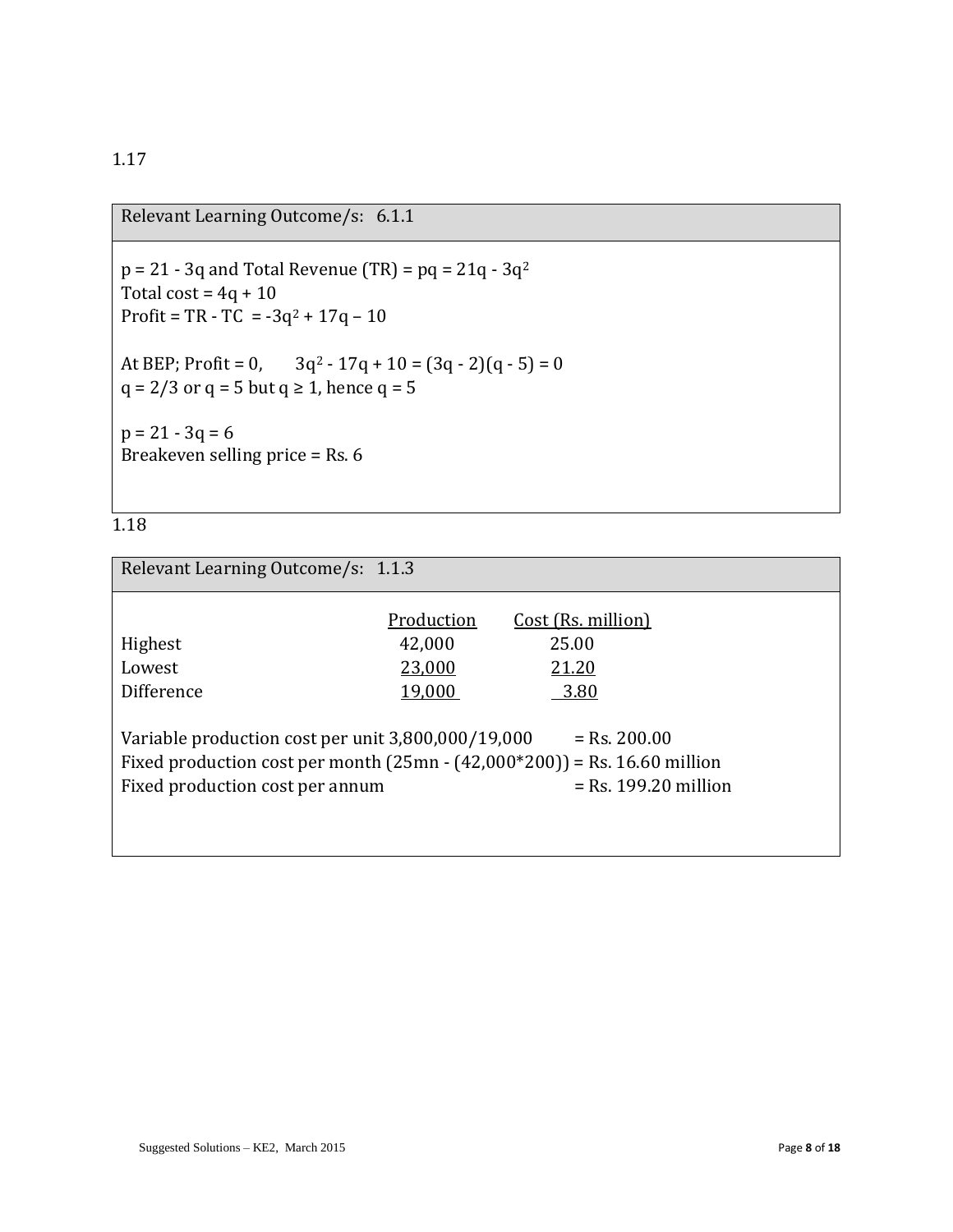1.17

**Relevant Learning Outcome/s: 6.1.1**

$p = 21 - 3q$ and Total Revenue (TR) $= pq = 21q - 3q^2$

Total cost $= 4q + 10$

Profit = TR - TC $= -3q^2 + 17q - 10$

At BEP; Profit = 0, $3q^2 - 17q + 10 = (3q - 2)(q - 5) = 0$

$q = 2/3$ or $q = 5$ but $q \geq 1$, hence $q = 5$

$p = 21 - 3q = 6$

Breakeven selling price = Rs. 6

1.18

**Relevant Learning Outcome/s: 1.1.3**

| | Production | Cost (Rs. million) |
|---|---|---|
| Highest | 42,000 | 25.00 |
| Lowest | 23,000 | 21.20 |
| Difference | 19,000 | 3.80 |

Variable production cost per unit 3,800,000/19,000 = Rs. 200.00

Fixed production cost per month (25mn - (42,000*200)) = Rs. 16.60 million

Fixed production cost per annum = Rs. 199.20 million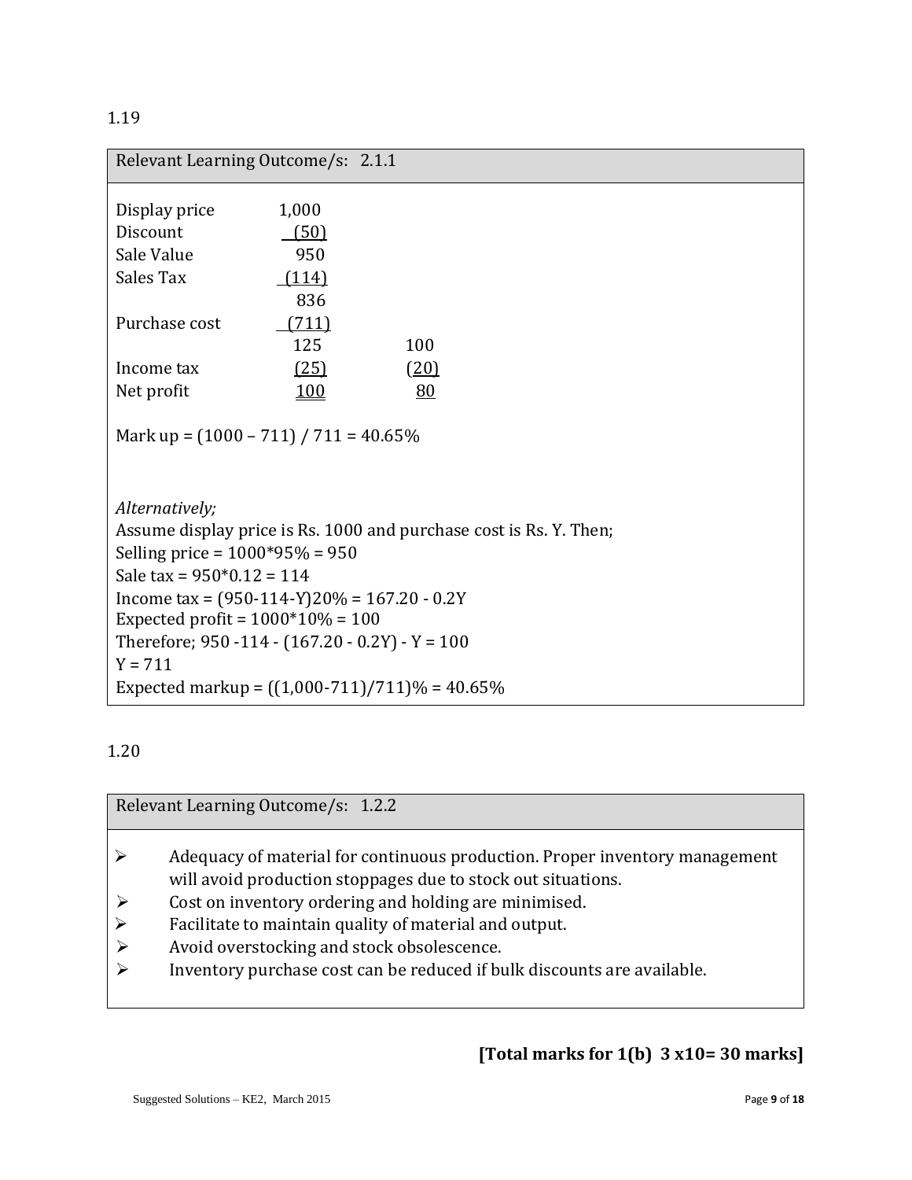1.19

Relevant Learning Outcome/s: 2.1.1

| | | |
|---|---|---|
| Display price | 1,000 | |
| Discount | (50) | |
| Sale Value | 950 | |
| Sales Tax | (114) | |
| | 836 | |
| Purchase cost | (711) | |
| | 125 | 100 |
| Income tax | (25) | (20) |
| Net profit | 100 | 80 |

Mark up = (1000 – 711) / 711 = 40.65%

*Alternatively;*
Assume display price is Rs. 1000 and purchase cost is Rs. Y. Then;
Selling price = 1000*95% = 950
Sale tax = 950*0.12 = 114
Income tax = (950-114-Y)20% = 167.20 - 0.2Y
Expected profit = 1000*10% = 100
Therefore; 950 -114 - (167.20 - 0.2Y) - Y = 100
Y = 711
Expected markup = ((1,000-711)/711)% = 40.65%

1.20

Relevant Learning Outcome/s: 1.2.2

- Adequacy of material for continuous production. Proper inventory management will avoid production stoppages due to stock out situations.
- Cost on inventory ordering and holding are minimised.
- Facilitate to maintain quality of material and output.
- Avoid overstocking and stock obsolescence.
- Inventory purchase cost can be reduced if bulk discounts are available.

**[Total marks for 1(b) 3 x10= 30 marks]**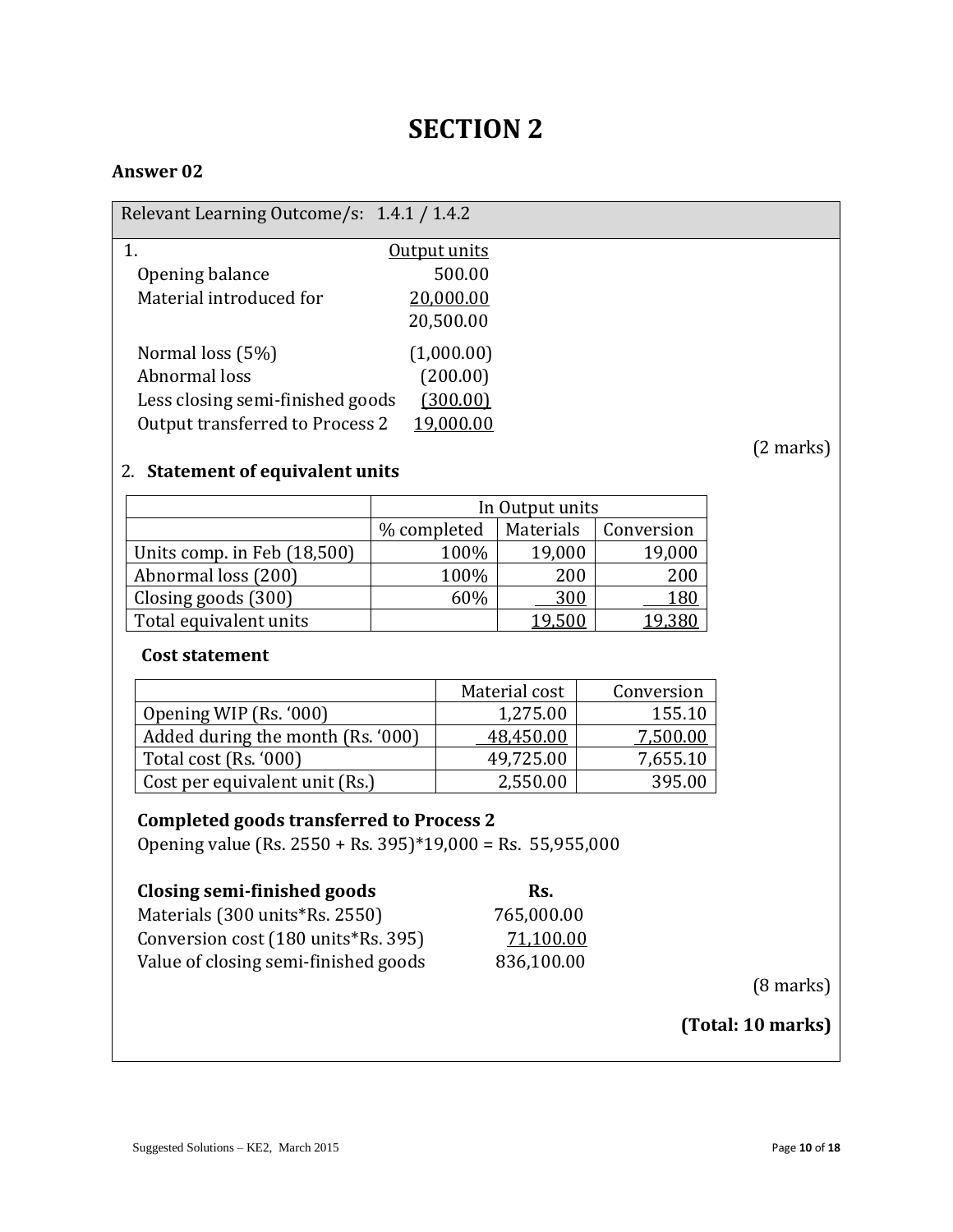# SECTION 2

**Answer 02**

| Relevant Learning Outcome/s: 1.4.1 / 1.4.2 |
|---|

1.

| | Output units |
|---|---|
| Opening balance | 500.00 |
| Material introduced for | 20,000.00 |
| | 20,500.00 |
| Normal loss (5%) | (1,000.00) |
| Abnormal loss | (200.00) |
| Less closing semi-finished goods | (300.00) |
| Output transferred to Process 2 | 19,000.00 |

(2 marks)

2. **Statement of equivalent units**

| | In Output units | | |
|---|---|---|---|
| | % completed | Materials | Conversion |
| Units comp. in Feb (18,500) | 100% | 19,000 | 19,000 |
| Abnormal loss (200) | 100% | 200 | 200 |
| Closing goods (300) | 60% | 300 | 180 |
| Total equivalent units | | 19,500 | 19,380 |

**Cost statement**

| | Material cost | Conversion |
|---|---|---|
| Opening WIP (Rs. '000) | 1,275.00 | 155.10 |
| Added during the month (Rs. '000) | 48,450.00 | 7,500.00 |
| Total cost (Rs. '000) | 49,725.00 | 7,655.10 |
| Cost per equivalent unit (Rs.) | 2,550.00 | 395.00 |

**Completed goods transferred to Process 2**

Opening value (Rs. 2550 + Rs. 395)*19,000 = Rs. 55,955,000

| **Closing semi-finished goods** | **Rs.** |
|---|---|
| Materials (300 units*Rs. 2550) | 765,000.00 |
| Conversion cost (180 units*Rs. 395) | 71,100.00 |
| Value of closing semi-finished goods | 836,100.00 |

(8 marks)

**(Total: 10 marks)**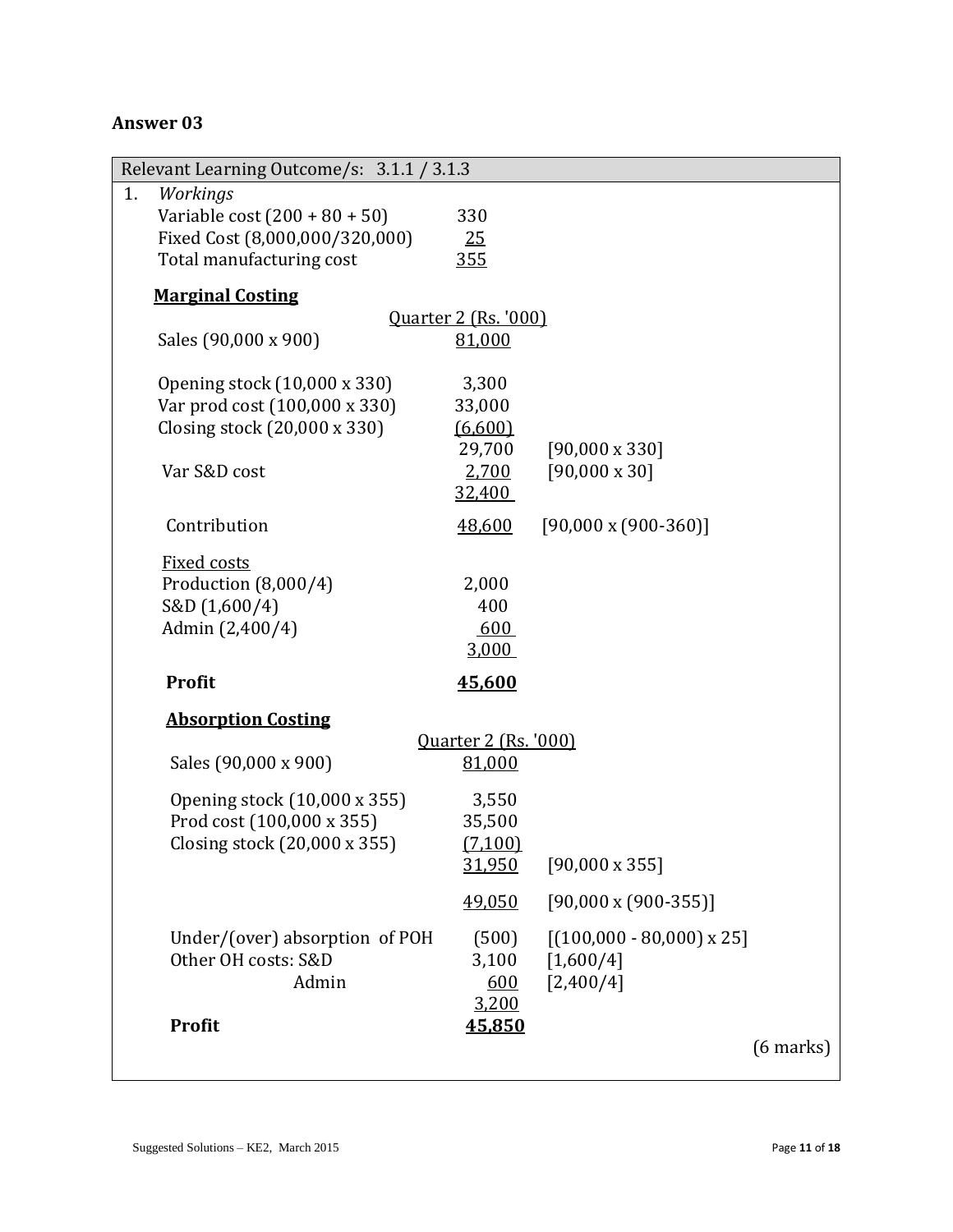## Answer 03

| Relevant Learning Outcome/s: 3.1.1 / 3.1.3 | | |
|---|---|---|

1. *Workings*

| | | |
|---|---|---|
| Variable cost (200 + 80 + 50) | 330 | |
| Fixed Cost (8,000,000/320,000) | 25 | |
| Total manufacturing cost | 355 | |

**Marginal Costing**

| | Quarter 2 (Rs. '000) | |
|---|---|---|
| Sales (90,000 x 900) | 81,000 | |
| | | |
| Opening stock (10,000 x 330) | 3,300 | |
| Var prod cost (100,000 x 330) | 33,000 | |
| Closing stock (20,000 x 330) | (6,600) | |
| | 29,700 | [90,000 x 330] |
| Var S&D cost | 2,700 | [90,000 x 30] |
| | 32,400 | |
| Contribution | 48,600 | [90,000 x (900-360)] |
| Fixed costs | | |
| Production (8,000/4) | 2,000 | |
| S&D (1,600/4) | 400 | |
| Admin (2,400/4) | 600 | |
| | 3,000 | |
| **Profit** | **45,600** | |

**Absorption Costing**

| | Quarter 2 (Rs. '000) | |
|---|---|---|
| Sales (90,000 x 900) | 81,000 | |
| Opening stock (10,000 x 355) | 3,550 | |
| Prod cost (100,000 x 355) | 35,500 | |
| Closing stock (20,000 x 355) | (7,100) | |
| | 31,950 | [90,000 x 355] |
| | 49,050 | [90,000 x (900-355)] |
| Under/(over) absorption of POH | (500) | [(100,000 - 80,000) x 25] |
| Other OH costs: S&D | 3,100 | [1,600/4] |
| Admin | 600 | [2,400/4] |
| | 3,200 | |
| **Profit** | **45,850** | |

(6 marks)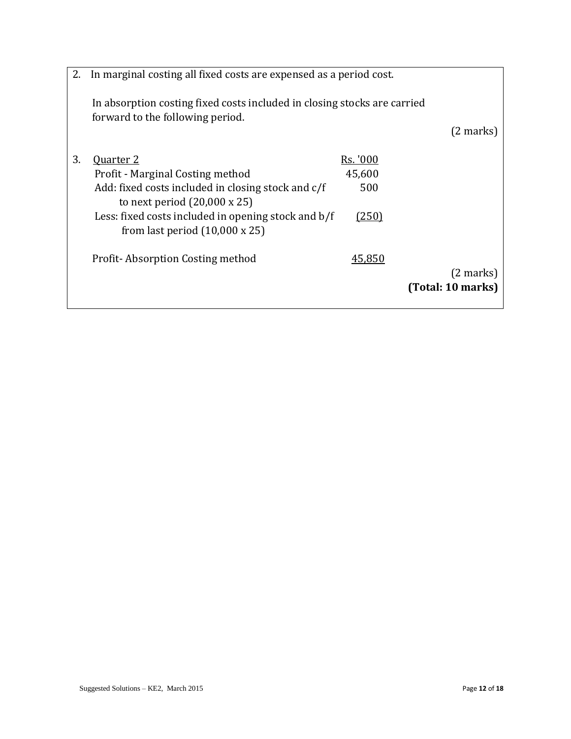2. In marginal costing all fixed costs are expensed as a period cost.

   In absorption costing fixed costs included in closing stocks are carried forward to the following period.

   (2 marks)

3. Quarter 2

| | Rs. '000 |
|---|---|
| Profit - Marginal Costing method | 45,600 |
| Add: fixed costs included in closing stock and c/f to next period (20,000 x 25) | 500 |
| Less: fixed costs included in opening stock and b/f from last period (10,000 x 25) | (250) |
| Profit- Absorption Costing method | 45,850 |

(2 marks)

**(Total: 10 marks)**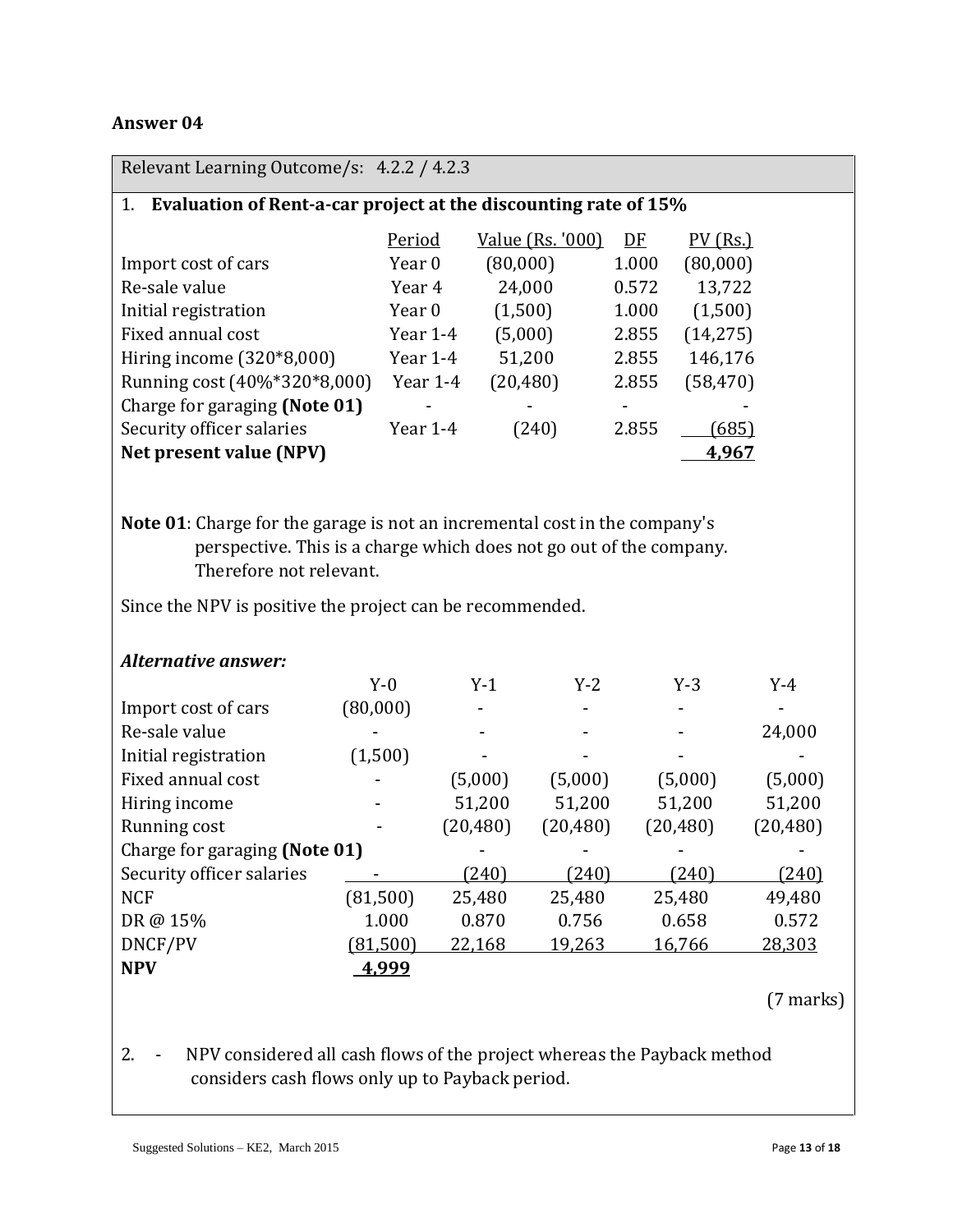## Answer 04

Relevant Learning Outcome/s: 4.2.2 / 4.2.3

1. **Evaluation of Rent-a-car project at the discounting rate of 15%**

| | Period | Value (Rs. '000) | DF | PV (Rs.) |
|---|---|---|---|---|
| Import cost of cars | Year 0 | (80,000) | 1.000 | (80,000) |
| Re-sale value | Year 4 | 24,000 | 0.572 | 13,722 |
| Initial registration | Year 0 | (1,500) | 1.000 | (1,500) |
| Fixed annual cost | Year 1-4 | (5,000) | 2.855 | (14,275) |
| Hiring income (320*8,000) | Year 1-4 | 51,200 | 2.855 | 146,176 |
| Running cost (40%*320*8,000) | Year 1-4 | (20,480) | 2.855 | (58,470) |
| Charge for garaging **(Note 01)** | - | - | - | - |
| Security officer salaries | Year 1-4 | (240) | 2.855 | (685) |
| **Net present value (NPV)** | | | | **4,967** |

**Note 01**: Charge for the garage is not an incremental cost in the company's perspective. This is a charge which does not go out of the company. Therefore not relevant.

Since the NPV is positive the project can be recommended.

***Alternative answer:***

| | Y-0 | Y-1 | Y-2 | Y-3 | Y-4 |
|---|---|---|---|---|---|
| Import cost of cars | (80,000) | - | - | - | - |
| Re-sale value | - | - | - | - | 24,000 |
| Initial registration | (1,500) | - | - | - | - |
| Fixed annual cost | - | (5,000) | (5,000) | (5,000) | (5,000) |
| Hiring income | - | 51,200 | 51,200 | 51,200 | 51,200 |
| Running cost | - | (20,480) | (20,480) | (20,480) | (20,480) |
| Charge for garaging **(Note 01)** | | - | - | - | - |
| Security officer salaries | - | (240) | (240) | (240) | (240) |
| NCF | (81,500) | 25,480 | 25,480 | 25,480 | 49,480 |
| DR @ 15% | 1.000 | 0.870 | 0.756 | 0.658 | 0.572 |
| DNCF/PV | (81,500) | 22,168 | 19,263 | 16,766 | 28,303 |
| **NPV** | **4,999** | | | | |

(7 marks)

2. - NPV considered all cash flows of the project whereas the Payback method considers cash flows only up to Payback period.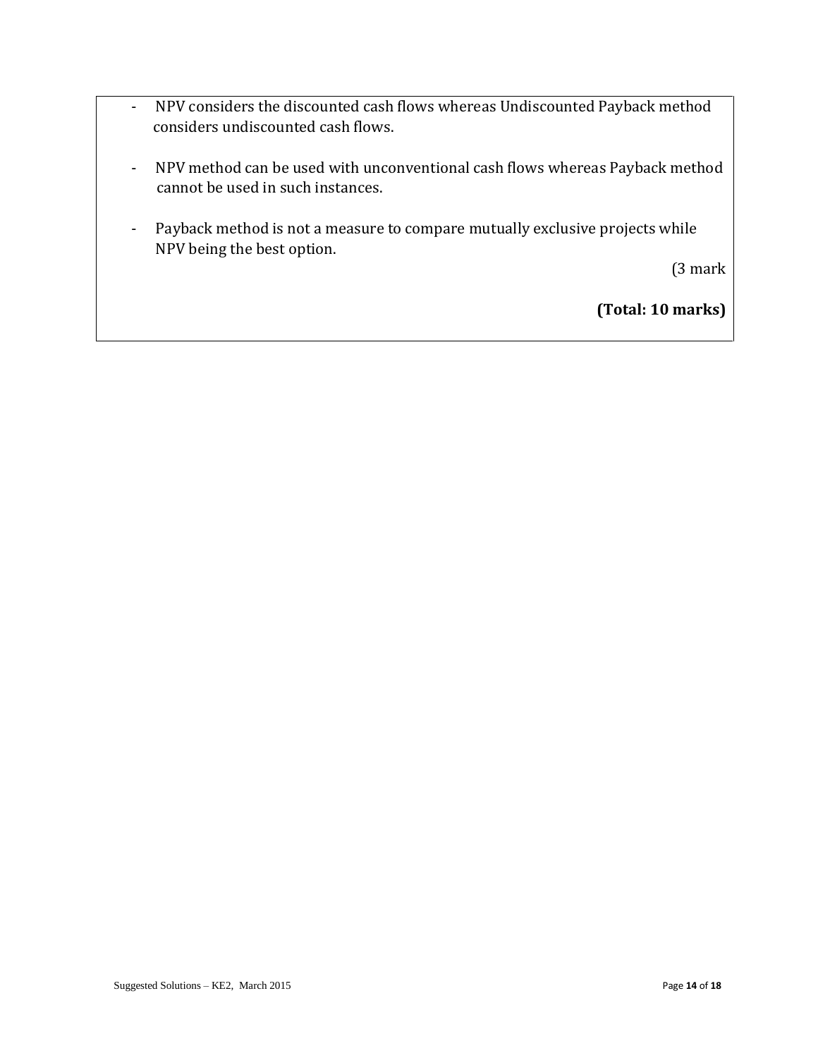- NPV considers the discounted cash flows whereas Undiscounted Payback method considers undiscounted cash flows.

- NPV method can be used with unconventional cash flows whereas Payback method cannot be used in such instances.

- Payback method is not a measure to compare mutually exclusive projects while NPV being the best option.

(3 mark

**(Total: 10 marks)**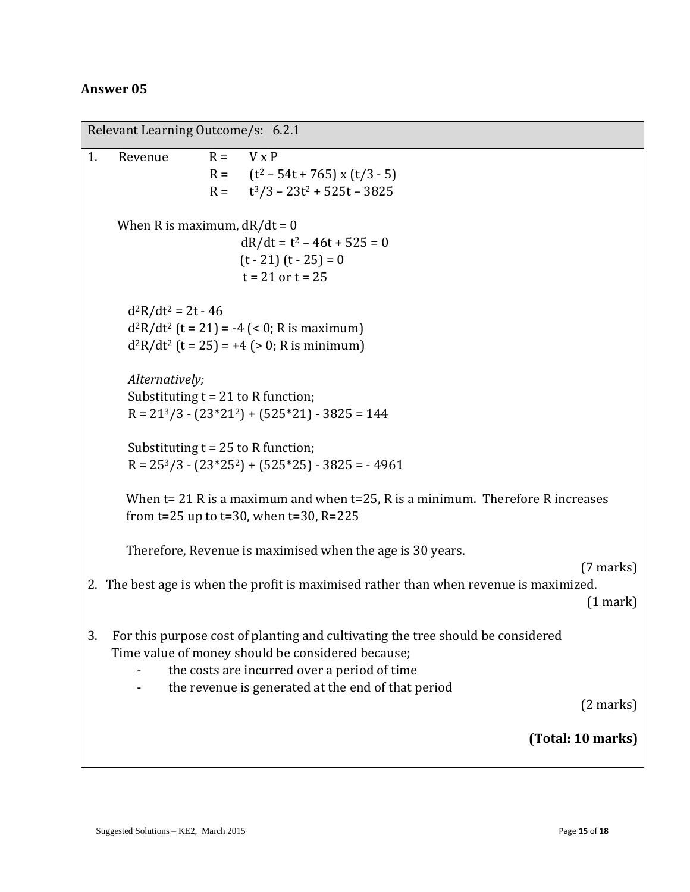## Answer 05

Relevant Learning Outcome/s: 6.2.1

1. Revenue $R = V \times P$

   $R = (t^2 - 54t + 765) \times (t/3 - 5)$

   $R = t^3/3 - 23t^2 + 525t - 3825$

   When R is maximum, $dR/dt = 0$

   $dR/dt = t^2 - 46t + 525 = 0$

   $(t - 21)(t - 25) = 0$

   $t = 21$ or $t = 25$

   $d^2R/dt^2 = 2t - 46$

   $d^2R/dt^2 \ (t = 21) = -4$ (< 0; R is maximum)

   $d^2R/dt^2 \ (t = 25) = +4$ (> 0; R is minimum)

   *Alternatively;*

   Substituting t = 21 to R function;

   $R = 21^3/3 - (23*21^2) + (525*21) - 3825 = 144$

   Substituting t = 25 to R function;

   $R = 25^3/3 - (23*25^2) + (525*25) - 3825 = -4961$

   When t= 21 R is a maximum and when t=25, R is a minimum. Therefore R increases from t=25 up to t=30, when t=30, R=225

   Therefore, Revenue is maximised when the age is 30 years.

   (7 marks)

2. The best age is when the profit is maximised rather than when revenue is maximized.

   (1 mark)

3. For this purpose cost of planting and cultivating the tree should be considered
   Time value of money should be considered because;
   - the costs are incurred over a period of time
   - the revenue is generated at the end of that period

   (2 marks)

**(Total: 10 marks)**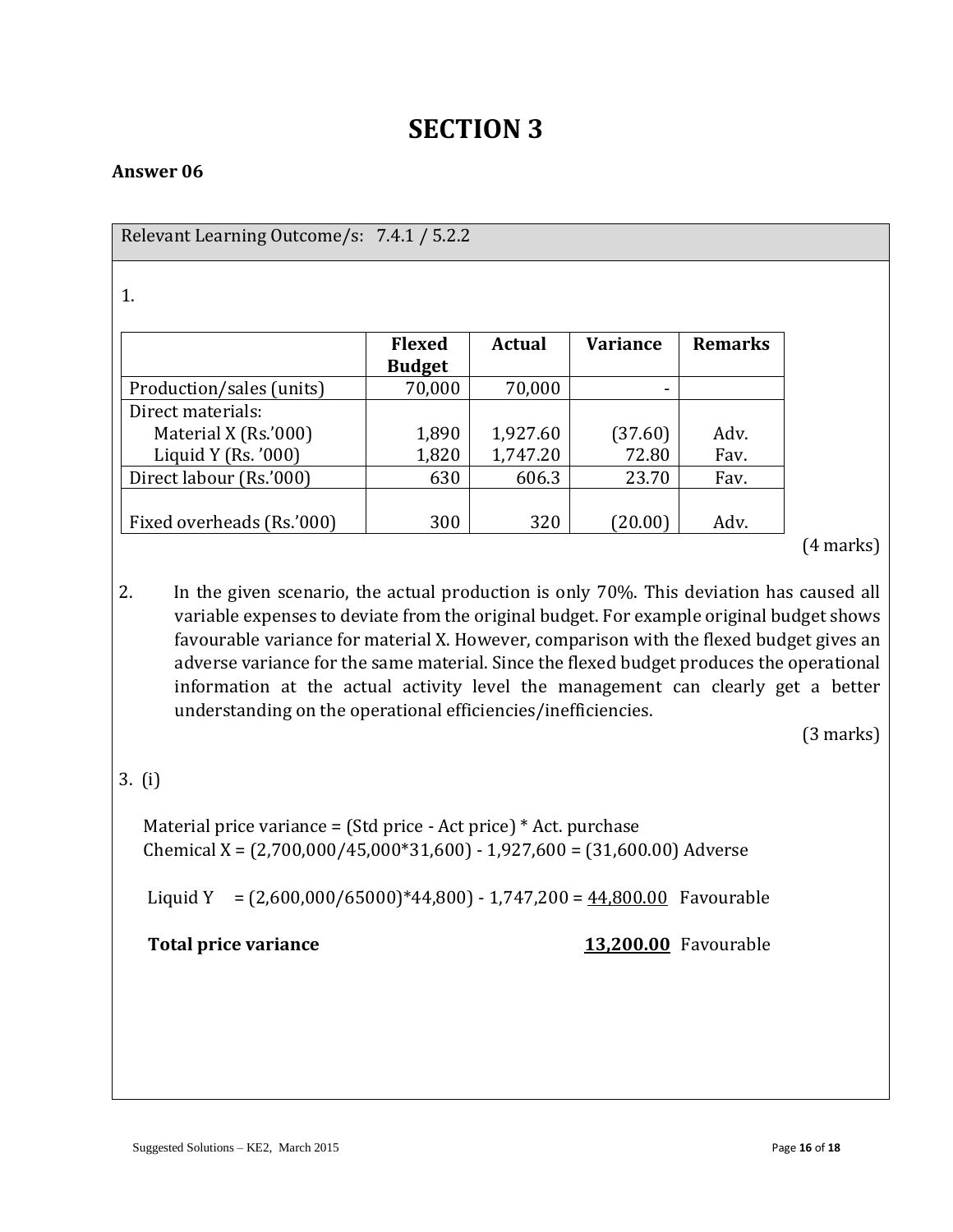# SECTION 3

**Answer 06**

Relevant Learning Outcome/s: 7.4.1 / 5.2.2

1.

| | **Flexed Budget** | **Actual** | **Variance** | **Remarks** |
|---|---|---|---|---|
| Production/sales (units) | 70,000 | 70,000 | - | |
| Direct materials: | | | | |
| Material X (Rs.'000) | 1,890 | 1,927.60 | (37.60) | Adv. |
| Liquid Y (Rs. '000) | 1,820 | 1,747.20 | 72.80 | Fav. |
| Direct labour (Rs.'000) | 630 | 606.3 | 23.70 | Fav. |
| Fixed overheads (Rs.'000) | 300 | 320 | (20.00) | Adv. |

(4 marks)

2. In the given scenario, the actual production is only 70%. This deviation has caused all variable expenses to deviate from the original budget. For example original budget shows favourable variance for material X. However, comparison with the flexed budget gives an adverse variance for the same material. Since the flexed budget produces the operational information at the actual activity level the management can clearly get a better understanding on the operational efficiencies/inefficiencies.

(3 marks)

3. (i)

Material price variance = (Std price - Act price) * Act. purchase

Chemical X = (2,700,000/45,000*31,600) - 1,927,600 = (31,600.00) Adverse

Liquid Y = (2,600,000/65000)*44,800) - 1,747,200 = <u>44,800.00</u> Favourable

**Total price variance** <u>**13,200.00**</u> Favourable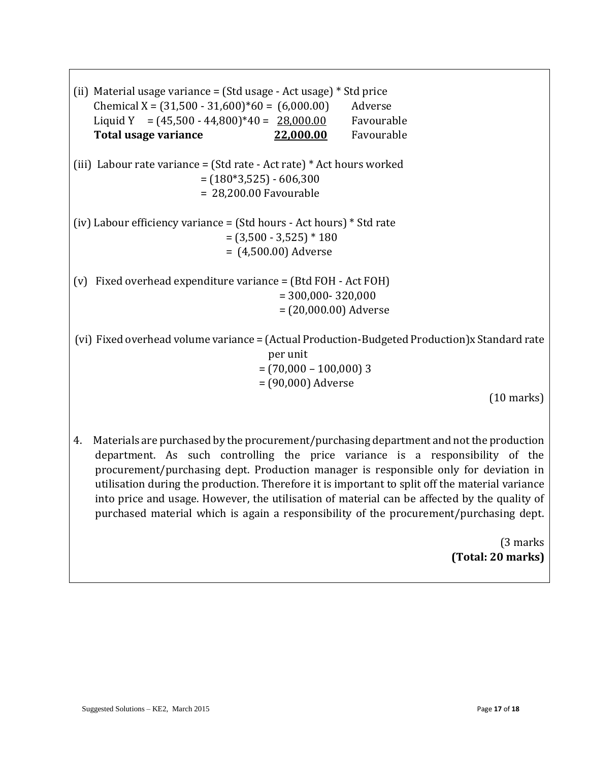(ii) Material usage variance = (Std usage - Act usage) * Std price

| | | |
|---|---|---|
| Chemical X = (31,500 - 31,600)*60 = | (6,000.00) | Adverse |
| Liquid Y = (45,500 - 44,800)*40 = | 28,000.00 | Favourable |
| **Total usage variance** | **22,000.00** | Favourable |

(iii) Labour rate variance = (Std rate - Act rate) * Act hours worked
= (180*3,525) - 606,300
= 28,200.00 Favourable

(iv) Labour efficiency variance = (Std hours - Act hours) * Std rate
= (3,500 - 3,525) * 180
= (4,500.00) Adverse

(v) Fixed overhead expenditure variance = (Btd FOH - Act FOH)
= 300,000- 320,000
= (20,000.00) Adverse

(vi) Fixed overhead volume variance = (Actual Production-Budgeted Production)x Standard rate per unit
= (70,000 – 100,000) 3
= (90,000) Adverse

(10 marks)

4. Materials are purchased by the procurement/purchasing department and not the production department. As such controlling the price variance is a responsibility of the procurement/purchasing dept. Production manager is responsible only for deviation in utilisation during the production. Therefore it is important to split off the material variance into price and usage. However, the utilisation of material can be affected by the quality of purchased material which is again a responsibility of the procurement/purchasing dept.

(3 marks
**(Total: 20 marks)**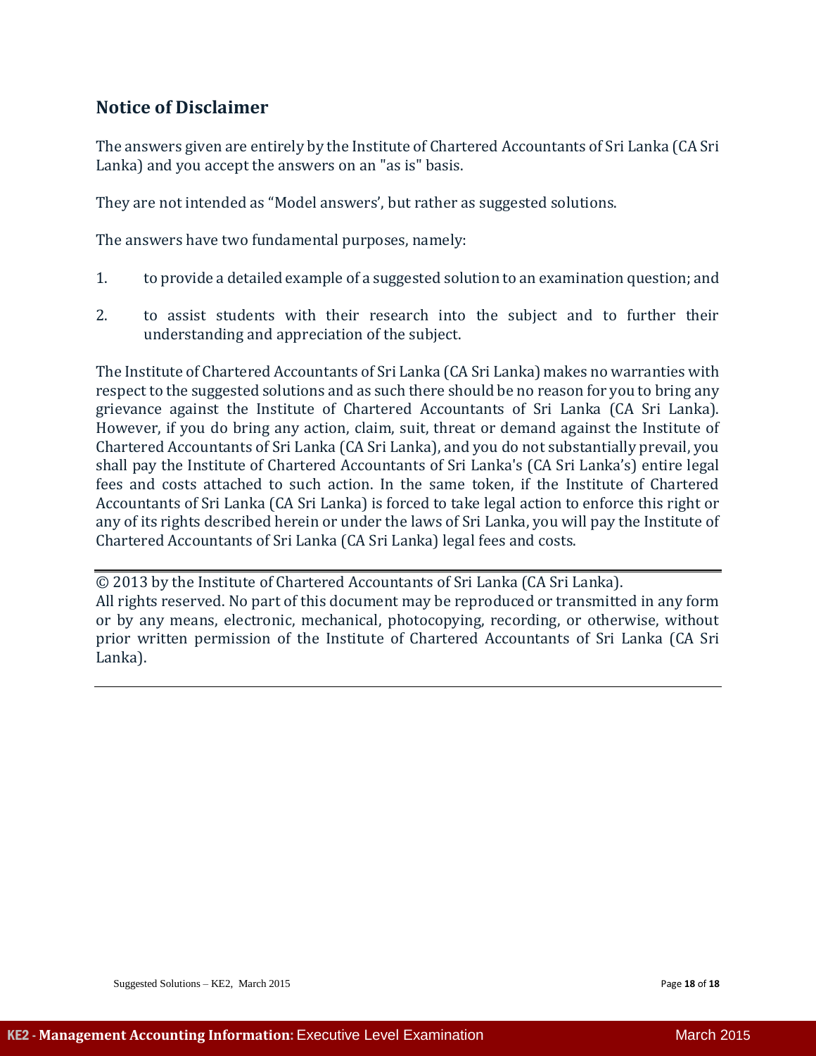## Notice of Disclaimer

The answers given are entirely by the Institute of Chartered Accountants of Sri Lanka (CA Sri Lanka) and you accept the answers on an "as is" basis.

They are not intended as "Model answers', but rather as suggested solutions.

The answers have two fundamental purposes, namely:

1. to provide a detailed example of a suggested solution to an examination question; and
2. to assist students with their research into the subject and to further their understanding and appreciation of the subject.

The Institute of Chartered Accountants of Sri Lanka (CA Sri Lanka) makes no warranties with respect to the suggested solutions and as such there should be no reason for you to bring any grievance against the Institute of Chartered Accountants of Sri Lanka (CA Sri Lanka). However, if you do bring any action, claim, suit, threat or demand against the Institute of Chartered Accountants of Sri Lanka (CA Sri Lanka), and you do not substantially prevail, you shall pay the Institute of Chartered Accountants of Sri Lanka's (CA Sri Lanka's) entire legal fees and costs attached to such action. In the same token, if the Institute of Chartered Accountants of Sri Lanka (CA Sri Lanka) is forced to take legal action to enforce this right or any of its rights described herein or under the laws of Sri Lanka, you will pay the Institute of Chartered Accountants of Sri Lanka (CA Sri Lanka) legal fees and costs.

---

© 2013 by the Institute of Chartered Accountants of Sri Lanka (CA Sri Lanka).
All rights reserved. No part of this document may be reproduced or transmitted in any form or by any means, electronic, mechanical, photocopying, recording, or otherwise, without prior written permission of the Institute of Chartered Accountants of Sri Lanka (CA Sri Lanka).

---